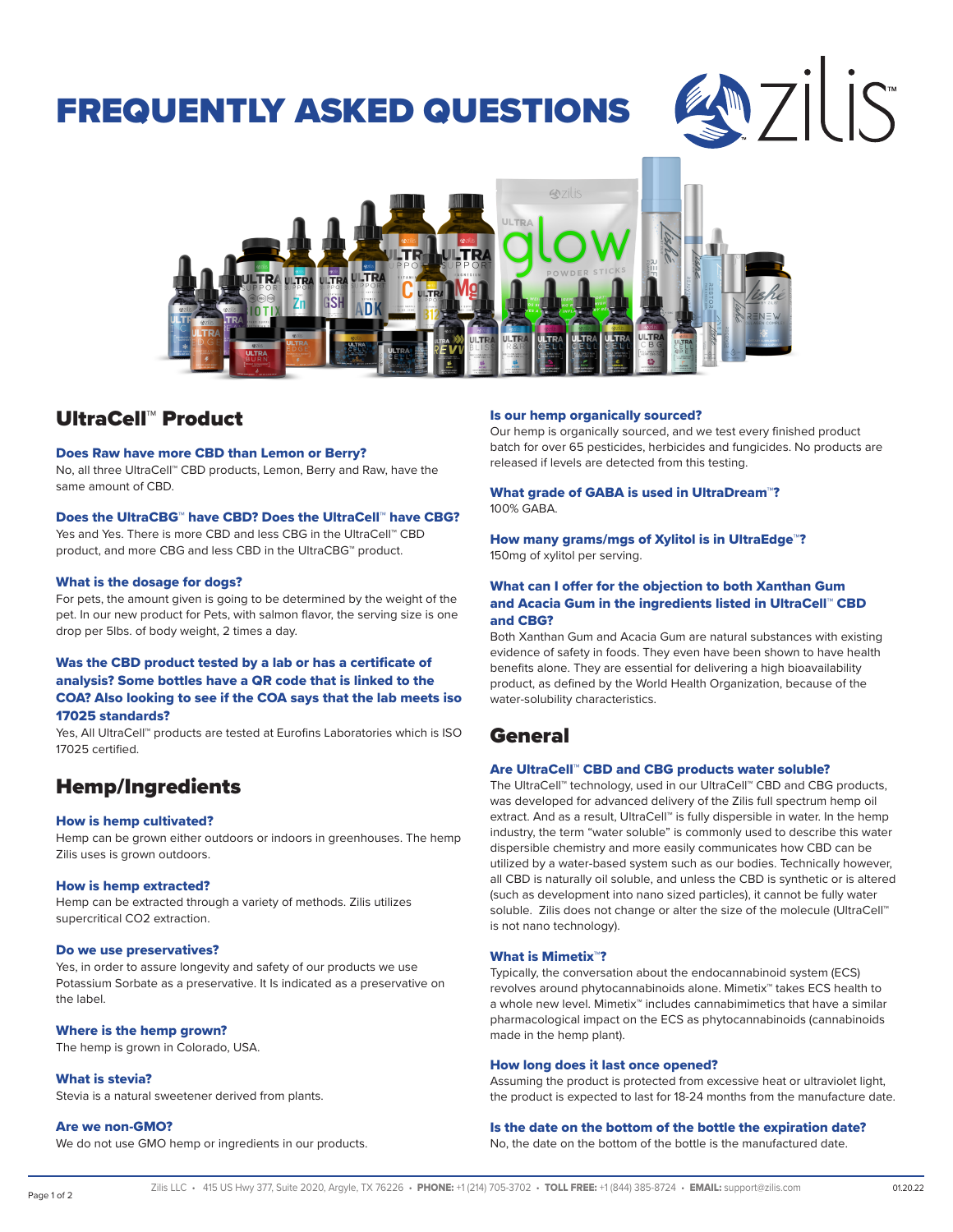# FREQUENTLY ASKED QUESTIONS

## UltraCell™ Product

### Does Raw have more CBD than Lemon or Berry?

No, all three UltraCell™ CBD products, Lemon, Berry and Raw, have the same amount of CBD.

### Does the UltraCBG™ have CBD? Does the UltraCell™ have CBG?

Yes and Yes. There is more CBD and less CBG in the UltraCell™ CBD product, and more CBG and less CBD in the UltraCBG™ product.

### What is the dosage for dogs?

For pets, the amount given is going to be determined by the weight of the pet. In our new product for Pets, with salmon flavor, the serving size is one drop per 5lbs. of body weight, 2 times a day.

### Was the CBD product tested by a lab or has a certificate of analysis? Some bottles have a QR code that is linked to the COA? Also looking to see if the COA says that the lab meets iso 17025 standards?

Yes, All UltraCell™ products are tested at Eurofins Laboratories which is ISO 17025 certified.

## Hemp/Ingredients

### How is hemp cultivated?

Hemp can be grown either outdoors or indoors in greenhouses. The hemp Zilis uses is grown outdoors.

### How is hemp extracted?

Hemp can be extracted through a variety of methods. Zilis utilizes supercritical CO2 extraction.

### Do we use preservatives?

Yes, in order to assure longevity and safety of our products we use Potassium Sorbate as a preservative. It Is indicated as a preservative on the label.

### Where is the hemp grown?

The hemp is grown in Colorado, USA.

### What is stevia?

Stevia is a natural sweetener derived from plants.

### Are we non-GMO?

We do not use GMO hemp or ingredients in our products.

### Is our hemp organically sourced?

Our hemp is organically sourced, and we test every finished product batch for over 65 pesticides, herbicides and fungicides. No products are released if levels are detected from this testing.

### What grade of GABA is used in UltraDream™?

100% GABA.

### How many grams/mgs of Xylitol is in UltraEdge™?

150mg of xylitol per serving.

### What can I offer for the objection to both Xanthan Gum and Acacia Gum in the ingredients listed in UltraCell™ CBD and CBG?

Both Xanthan Gum and Acacia Gum are natural substances with existing evidence of safety in foods. They even have been shown to have health benefits alone. They are essential for delivering a high bioavailability product, as defined by the World Health Organization, because of the water-solubility characteristics.

## General

### Are UltraCell™ CBD and CBG products water soluble?

The UltraCell™ technology, used in our UltraCell™ CBD and CBG products, was developed for advanced delivery of the Zilis full spectrum hemp oil extract. And as a result, UltraCell™ is fully dispersible in water. In the hemp industry, the term "water soluble" is commonly used to describe this water dispersible chemistry and more easily communicates how CBD can be utilized by a water-based system such as our bodies. Technically however, all CBD is naturally oil soluble, and unless the CBD is synthetic or is altered (such as development into nano sized particles), it cannot be fully water soluble. Zilis does not change or alter the size of the molecule (UltraCell™ is not nano technology).

### What is Mimetix™?

Typically, the conversation about the endocannabinoid system (ECS) revolves around phytocannabinoids alone. Mimetix™ takes ECS health to a whole new level. Mimetix™ includes cannabimimetics that have a similar pharmacological impact on the ECS as phytocannabinoids (cannabinoids made in the hemp plant).

### How long does it last once opened?

Assuming the product is protected from excessive heat or ultraviolet light, the product is expected to last for 18-24 months from the manufacture date.

### Is the date on the bottom of the bottle the expiration date?

No, the date on the bottom of the bottle is the manufactured date.

Zilis LLC • 415 US Hwy 377, Suite 2020, Argyle, TX 76226 • **PHONE:** +1 (214) 705-3702 • **TOLL FREE:** +1 (844) 385-8724 • **EMAIL:** support@zilis.com 01.20.22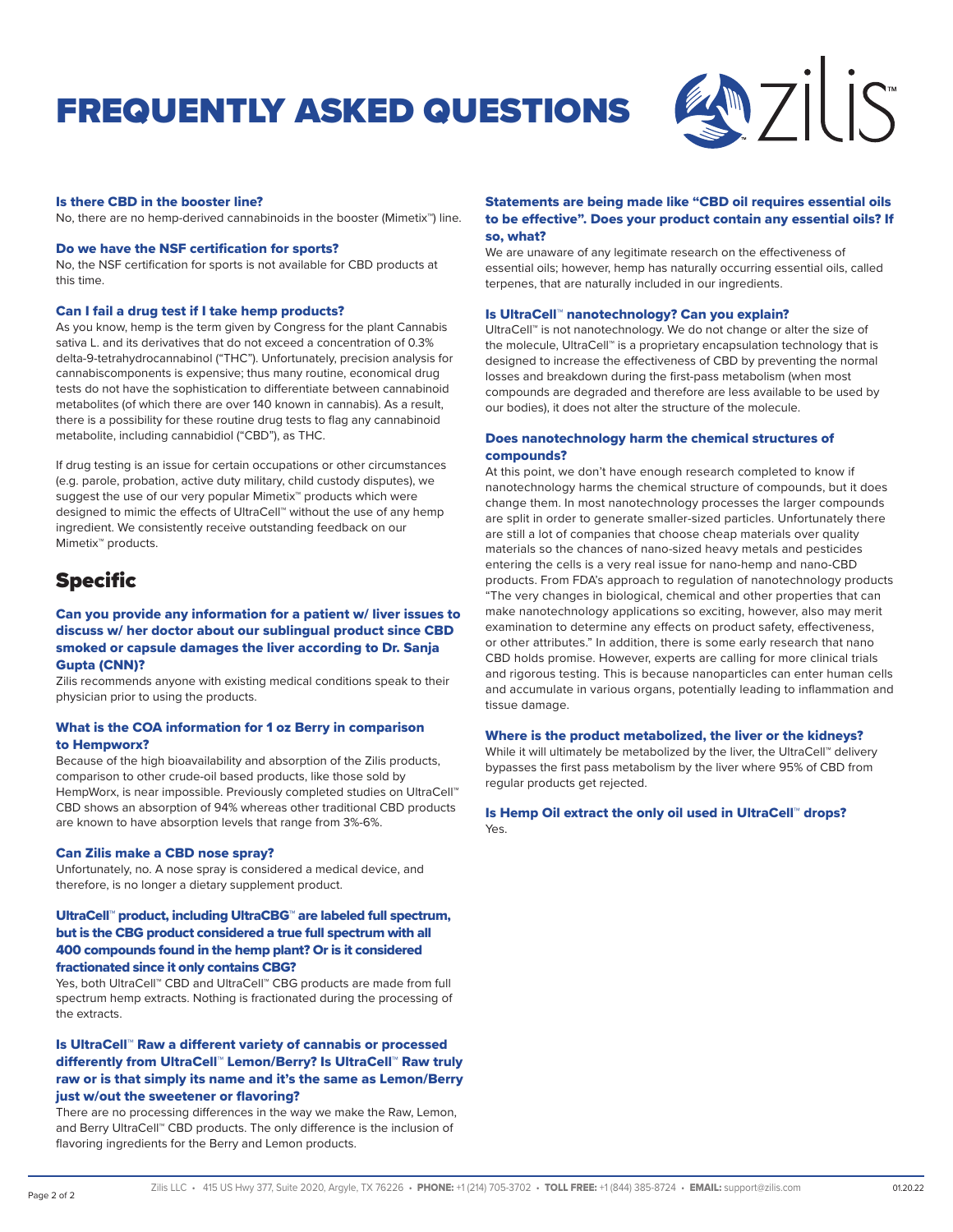# FREQUENTLY ASKED QUESTIONS

**Is there CBD in the booster line?**

No, there are no hemp-derived cannabinoids in the booster (Mimetix™) line.

**Do we have the NSF certification for sports?**

No, the NSF certification for sports is not available for CBD products at this time.

**Can I fail a drug test if I take hemp products?**

As you know, hemp is the term given by Congress for the plant Cannabis sativa L. and its derivatives that do not exceed a concentration of 0.3% delta-9-tetrahydrocannabinol ("THC"). Unfortunately, precision analysis for cannabiscomponents is expensive; thus many routine, economical drug tests do not have the sophistication to differentiate between cannabinoid metabolites (of which there are over 140 known in cannabis). As a result, there is a possibility for these routine drug tests to flag any cannabinoid metabolite, including cannabidiol ("CBD"), as THC.

If drug testing is an issue for certain occupations or other circumstances (e.g. parole, probation, active duty military, child custody disputes), we suggest the use of our very popular Mimetix™ products which were designed to mimic the effects of UltraCell™ without the use of any hemp ingredient. We consistently receive outstanding feedback on our Mimetix™ products.

## Specific

**Can you provide any information for a patient w/ liver issues to discuss w/ her doctor about our sublingual product since CBD smoked or capsule damages the liver according to Dr. Sanja Gupta (CNN)?**

Zilis recommends anyone with existing medical conditions speak to their physician prior to using the products.

**What is the COA information for 1 oz Berry in comparison to Hempworx?**

Because of the high bioavailability and absorption of the Zilis products, comparison to other crude-oil based products, like those sold by HempWorx, is near impossible. Previously completed studies on UltraCell™ CBD shows an absorption of 94% whereas other traditional CBD products are known to have absorption levels that range from 3%-6%.

**Can Zilis make a CBD nose spray?**

Unfortunately, no. A nose spray is considered a medical device, and therefore, is no longer a dietary supplement product.

**UltraCell™ product, including UltraCBG™ are labeled full spectrum, but is the CBG product considered a true full spectrum with all 400 compounds found in the hemp plant? Or is it considered fractionated since it only contains CBG?**

Yes, both UltraCell™ CBD and UltraCell™ CBG products are made from full spectrum hemp extracts. Nothing is fractionated during the processing of the extracts.

**Is UltraCell™ Raw a different variety of cannabis or processed differently from UltraCell™ Lemon/Berry? Is UltraCell™ Raw truly raw or is that simply its name and it's the same as Lemon/Berry just w/out the sweetener or flavoring?**

There are no processing differences in the way we make the Raw, Lemon, and Berry UltraCell™ CBD products. The only difference is the inclusion of flavoring ingredients for the Berry and Lemon products.

**Statements are being made like "CBD oil requires essential oils to be effective". Does your product contain any essential oils? If so, what?**

We are unaware of any legitimate research on the effectiveness of essential oils; however, hemp has naturally occurring essential oils, called terpenes, that are naturally included in our ingredients.

**Is UltraCell™ nanotechnology? Can you explain?**

UltraCell™ is not nanotechnology. We do not change or alter the size of the molecule, UltraCell™ is a proprietary encapsulation technology that is designed to increase the effectiveness of CBD by preventing the normal losses and breakdown during the first-pass metabolism (when most compounds are degraded and therefore are less available to be used by our bodies), it does not alter the structure of the molecule.

**Does nanotechnology harm the chemical structures of compounds?**

At this point, we don't have enough research completed to know if nanotechnology harms the chemical structure of compounds, but it does change them. In most nanotechnology processes the larger compounds are split in order to generate smaller-sized particles. Unfortunately there are still a lot of companies that choose cheap materials over quality materials so the chances of nano-sized heavy metals and pesticides entering the cells is a very real issue for nano-hemp and nano-CBD products. From FDA's approach to regulation of nanotechnology products "The very changes in biological, chemical and other properties that can make nanotechnology applications so exciting, however, also may merit examination to determine any effects on product safety, effectiveness, or other attributes." In addition, there is some early research that nano CBD holds promise. However, experts are calling for more clinical trials and rigorous testing. This is because nanoparticles can enter human cells and accumulate in various organs, potentially leading to inflammation and tissue damage.

**Where is the product metabolized, the liver or the kidneys?**

While it will ultimately be metabolized by the liver, the UltraCell™ delivery bypasses the first pass metabolism by the liver where 95% of CBD from regular products get rejected.

**Is Hemp Oil extract the only oil used in UltraCell™ drops?**

Yes.

Zilis LLC • 415 US Hwy 377, Suite 2020, Argyle, TX 76226 • **PHONE:** +1 (214) 705-3702 • **TOLL FREE:** +1 (844) 385-8724 • **EMAIL:** support@zilis.com 01.20.22